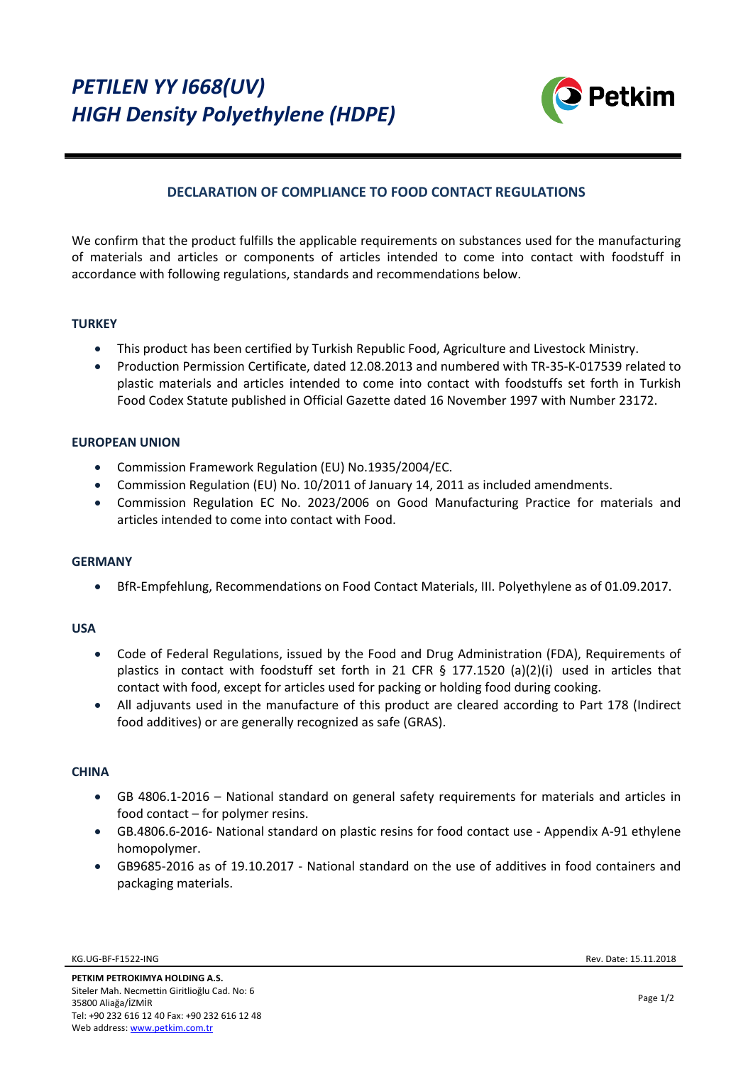# *PETILEN YY I668(UV)*
# *HIGH Density Polyethylene (HDPE)*

## DECLARATION OF COMPLIANCE TO FOOD CONTACT REGULATIONS

We confirm that the product fulfills the applicable requirements on substances used for the manufacturing of materials and articles or components of articles intended to come into contact with foodstuff in accordance with following regulations, standards and recommendations below.

### TURKEY

- This product has been certified by Turkish Republic Food, Agriculture and Livestock Ministry.
- Production Permission Certificate, dated 12.08.2013 and numbered with TR-35-K-017539 related to plastic materials and articles intended to come into contact with foodstuffs set forth in Turkish Food Codex Statute published in Official Gazette dated 16 November 1997 with Number 23172.

### EUROPEAN UNION

- Commission Framework Regulation (EU) No.1935/2004/EC.
- Commission Regulation (EU) No. 10/2011 of January 14, 2011 as included amendments.
- Commission Regulation EC No. 2023/2006 on Good Manufacturing Practice for materials and articles intended to come into contact with Food.

### GERMANY

- BfR-Empfehlung, Recommendations on Food Contact Materials, III. Polyethylene as of 01.09.2017.

### USA

- Code of Federal Regulations, issued by the Food and Drug Administration (FDA), Requirements of plastics in contact with foodstuff set forth in 21 CFR § 177.1520 (a)(2)(i) used in articles that contact with food, except for articles used for packing or holding food during cooking.
- All adjuvants used in the manufacture of this product are cleared according to Part 178 (Indirect food additives) or are generally recognized as safe (GRAS).

### CHINA

- GB 4806.1-2016 – National standard on general safety requirements for materials and articles in food contact – for polymer resins.
- GB.4806.6-2016- National standard on plastic resins for food contact use - Appendix A-91 ethylene homopolymer.
- GB9685-2016 as of 19.10.2017 - National standard on the use of additives in food containers and packaging materials.

KG.UG-BF-F1522-ING Rev. Date: 15.11.2018

**PETKIM PETROKIMYA HOLDING A.S.**
Siteler Mah. Necmettin Giritlioğlu Cad. No: 6
35800 Aliağa/İZMİR
Tel: +90 232 616 12 40 Fax: +90 232 616 12 48
Web address: www.petkim.com.tr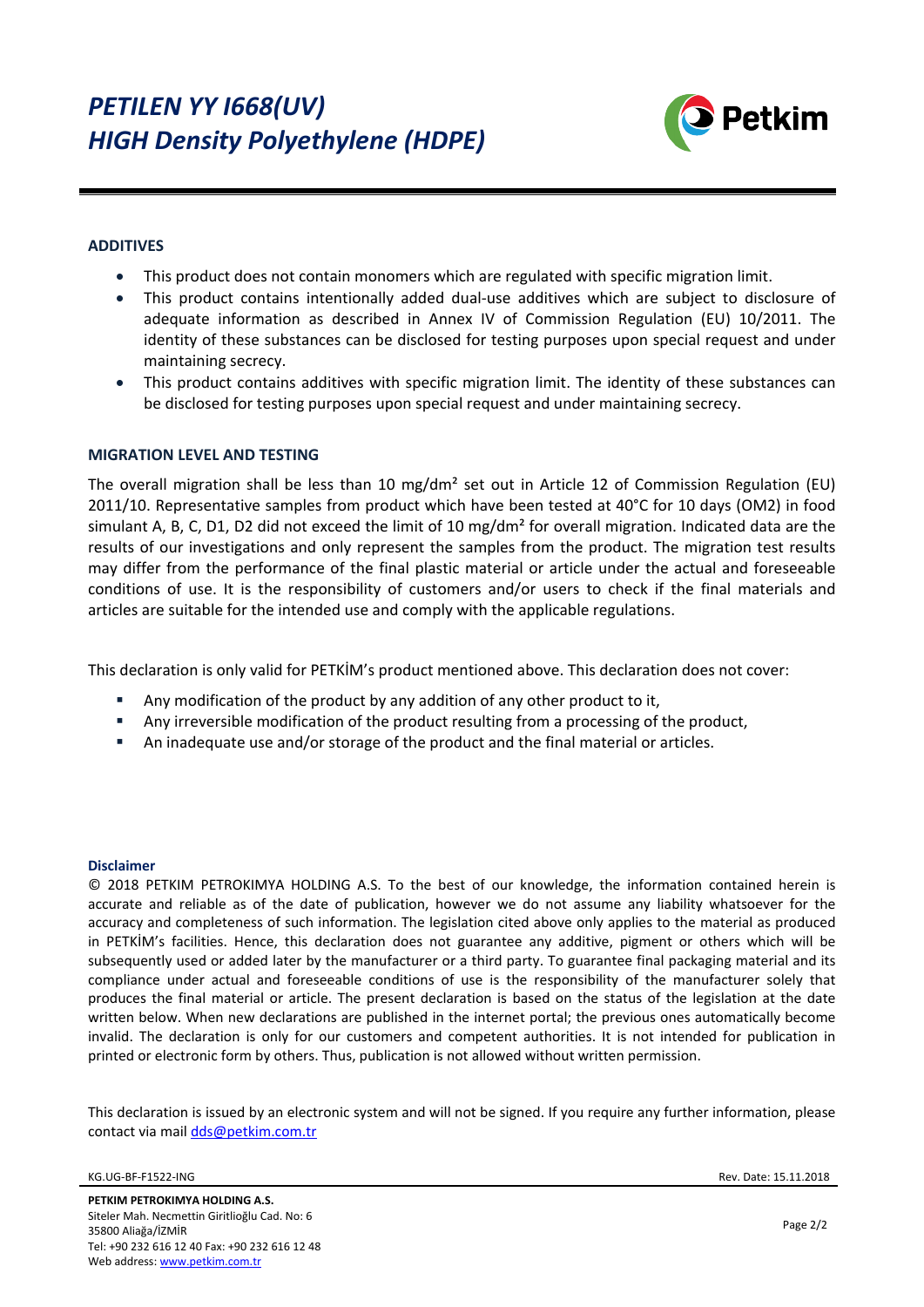# *PETILEN YY I668(UV)*
# *HIGH Density Polyethylene (HDPE)*

## ADDITIVES

- This product does not contain monomers which are regulated with specific migration limit.
- This product contains intentionally added dual-use additives which are subject to disclosure of adequate information as described in Annex IV of Commission Regulation (EU) 10/2011. The identity of these substances can be disclosed for testing purposes upon special request and under maintaining secrecy.
- This product contains additives with specific migration limit. The identity of these substances can be disclosed for testing purposes upon special request and under maintaining secrecy.

## MIGRATION LEVEL AND TESTING

The overall migration shall be less than 10 mg/dm² set out in Article 12 of Commission Regulation (EU) 2011/10. Representative samples from product which have been tested at 40°C for 10 days (OM2) in food simulant A, B, C, D1, D2 did not exceed the limit of 10 mg/dm² for overall migration. Indicated data are the results of our investigations and only represent the samples from the product. The migration test results may differ from the performance of the final plastic material or article under the actual and foreseeable conditions of use. It is the responsibility of customers and/or users to check if the final materials and articles are suitable for the intended use and comply with the applicable regulations.

This declaration is only valid for PETKİM's product mentioned above. This declaration does not cover:

- Any modification of the product by any addition of any other product to it,
- Any irreversible modification of the product resulting from a processing of the product,
- An inadequate use and/or storage of the product and the final material or articles.

### Disclaimer

© 2018 PETKIM PETROKIMYA HOLDING A.S. To the best of our knowledge, the information contained herein is accurate and reliable as of the date of publication, however we do not assume any liability whatsoever for the accuracy and completeness of such information. The legislation cited above only applies to the material as produced in PETKİM's facilities. Hence, this declaration does not guarantee any additive, pigment or others which will be subsequently used or added later by the manufacturer or a third party. To guarantee final packaging material and its compliance under actual and foreseeable conditions of use is the responsibility of the manufacturer solely that produces the final material or article. The present declaration is based on the status of the legislation at the date written below. When new declarations are published in the internet portal; the previous ones automatically become invalid. The declaration is only for our customers and competent authorities. It is not intended for publication in printed or electronic form by others. Thus, publication is not allowed without written permission.

This declaration is issued by an electronic system and will not be signed. If you require any further information, please contact via mail [dds@petkim.com.tr](mailto:dds@petkim.com.tr)

KG.UG-BF-F1522-ING

Rev. Date: 15.11.2018

**PETKIM PETROKIMYA HOLDING A.S.**
Siteler Mah. Necmettin Giritlioğlu Cad. No: 6
35800 Aliağa/İZMİR
Tel: +90 232 616 12 40 Fax: +90 232 616 12 48
Web address: [www.petkim.com.tr](http://www.petkim.com.tr)